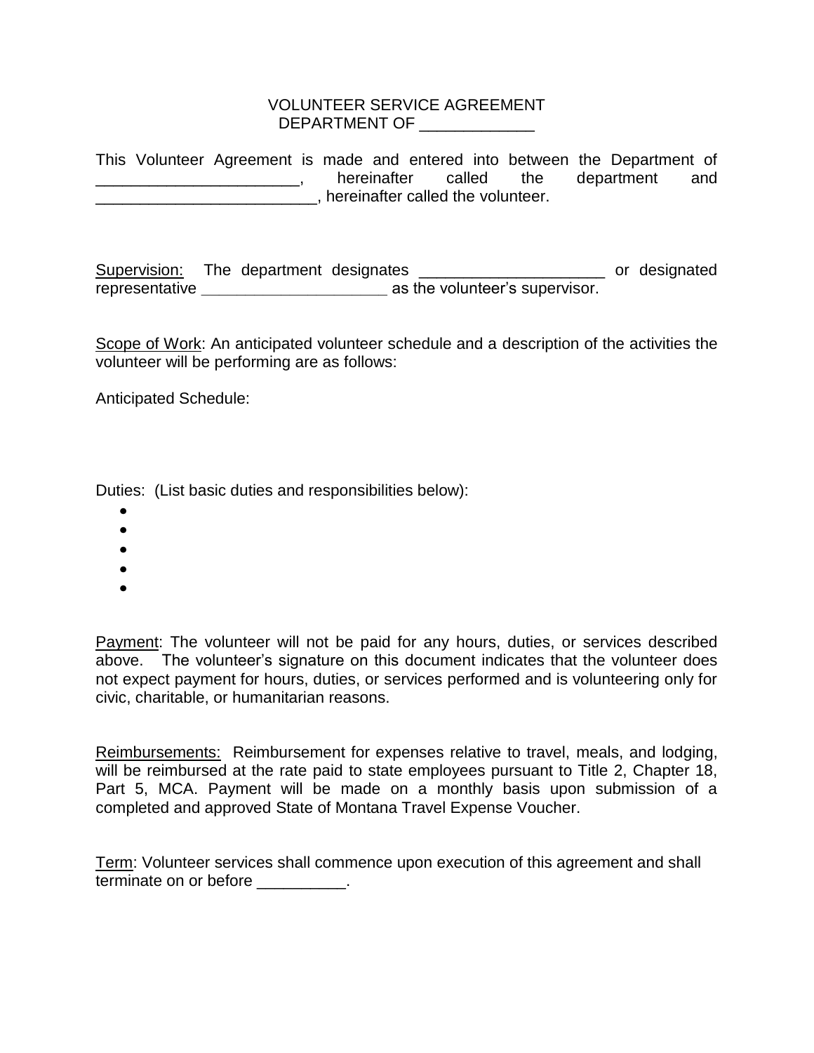# VOLUNTEER SERVICE AGREEMENT
## DEPARTMENT OF _____________

This Volunteer Agreement is made and entered into between the Department of _______________________, hereinafter called the department and _________________________, hereinafter called the volunteer.

<u>Supervision:</u> The department designates _____________________ or designated representative _____________________ as the volunteer's supervisor.

<u>Scope of Work</u>: An anticipated volunteer schedule and a description of the activities the volunteer will be performing are as follows:

Anticipated Schedule:

Duties: (List basic duties and responsibilities below):

- 
- 
- 
- 
- 

<u>Payment</u>: The volunteer will not be paid for any hours, duties, or services described above. The volunteer's signature on this document indicates that the volunteer does not expect payment for hours, duties, or services performed and is volunteering only for civic, charitable, or humanitarian reasons.

<u>Reimbursements:</u> Reimbursement for expenses relative to travel, meals, and lodging, will be reimbursed at the rate paid to state employees pursuant to Title 2, Chapter 18, Part 5, MCA. Payment will be made on a monthly basis upon submission of a completed and approved State of Montana Travel Expense Voucher.

<u>Term</u>: Volunteer services shall commence upon execution of this agreement and shall terminate on or before __________.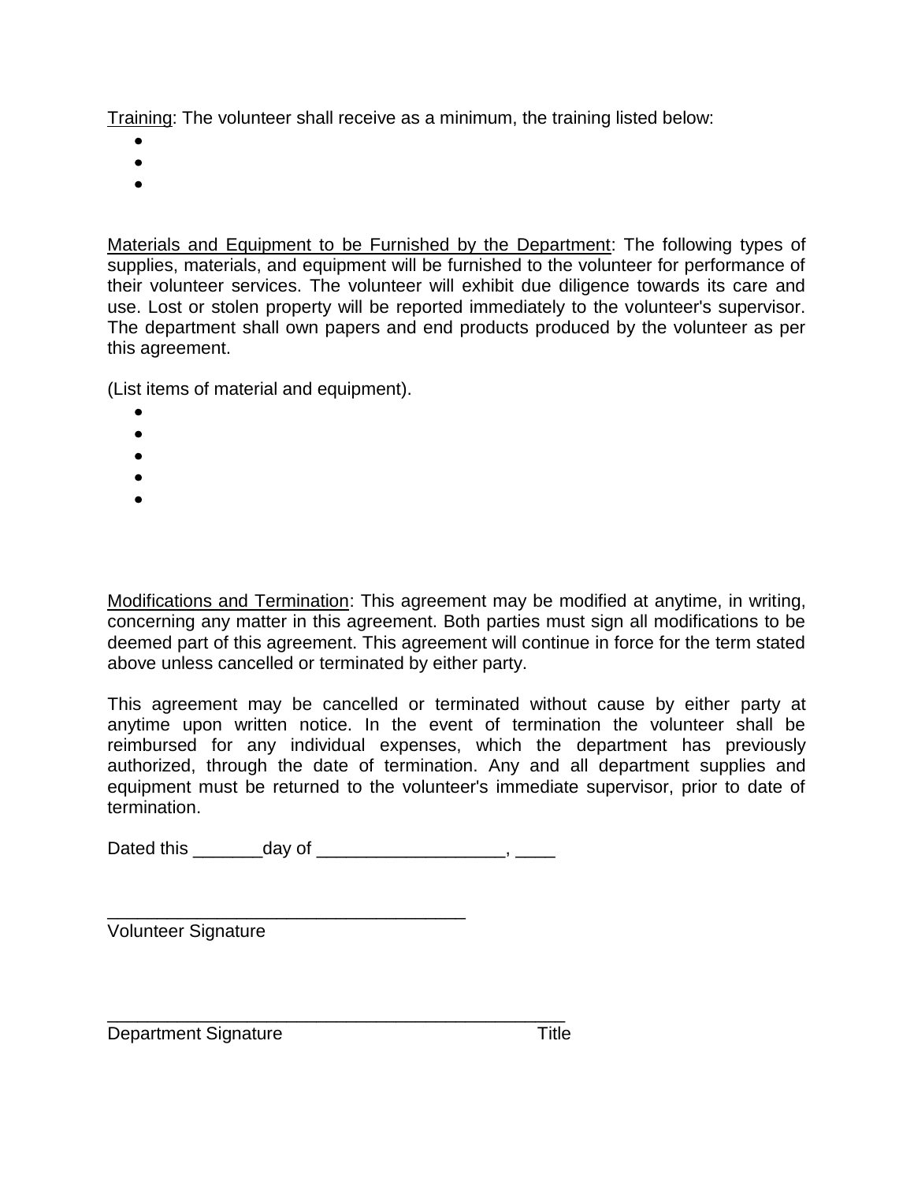<u>Training</u>: The volunteer shall receive as a minimum, the training listed below:

- 
- 
- 

<u>Materials and Equipment to be Furnished by the Department</u>: The following types of supplies, materials, and equipment will be furnished to the volunteer for performance of their volunteer services. The volunteer will exhibit due diligence towards its care and use. Lost or stolen property will be reported immediately to the volunteer's supervisor. The department shall own papers and end products produced by the volunteer as per this agreement.

(List items of material and equipment).

- 
- 
- 
- 
- 

<u>Modifications and Termination</u>: This agreement may be modified at anytime, in writing, concerning any matter in this agreement. Both parties must sign all modifications to be deemed part of this agreement. This agreement will continue in force for the term stated above unless cancelled or terminated by either party.

This agreement may be cancelled or terminated without cause by either party at anytime upon written notice. In the event of termination the volunteer shall be reimbursed for any individual expenses, which the department has previously authorized, through the date of termination. Any and all department supplies and equipment must be returned to the volunteer's immediate supervisor, prior to date of termination.

Dated this _______day of ___________________, ____

____________________________________
Volunteer Signature

______________________________________________
Department Signature Title